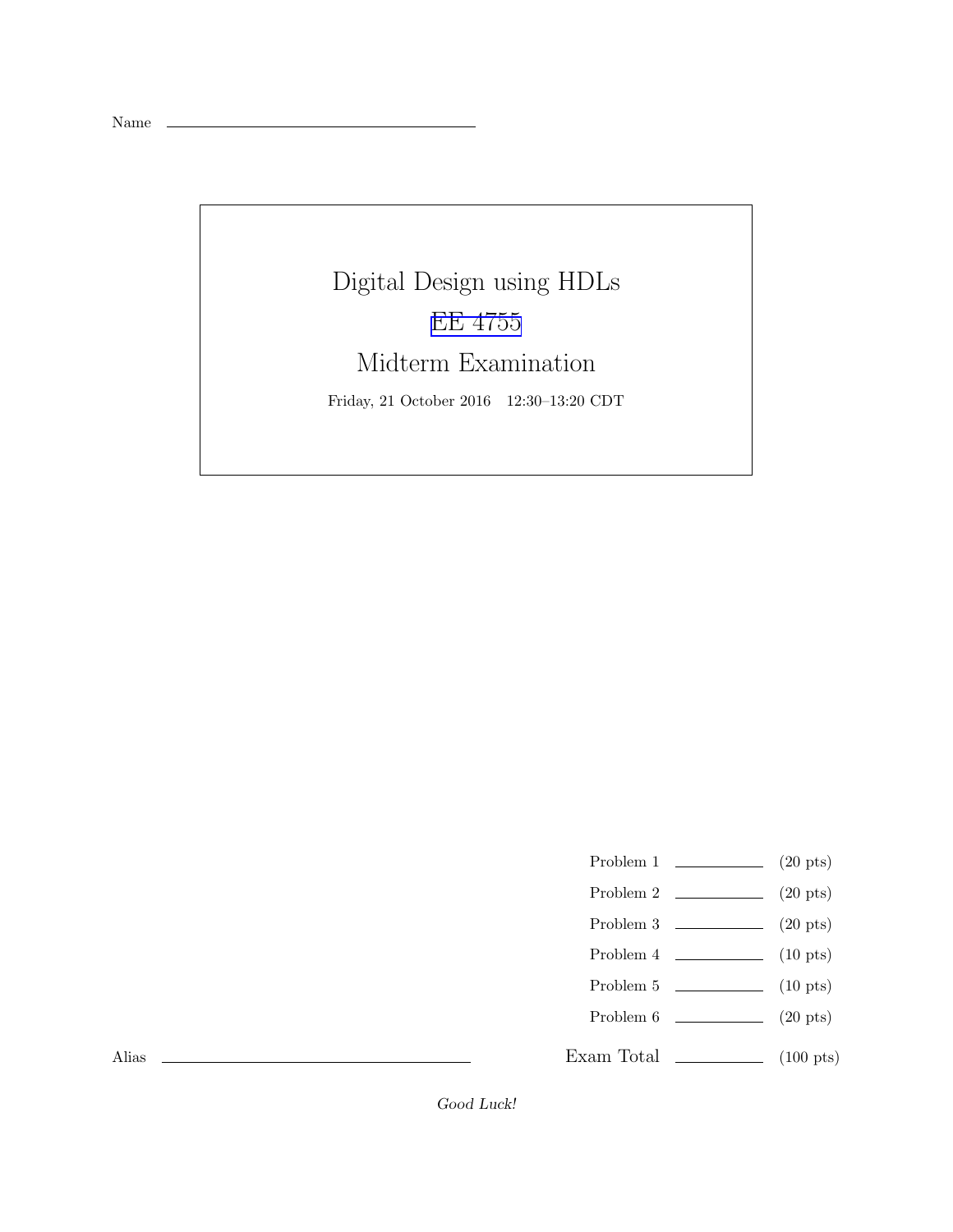Name \_\_\_\_\_\_\_\_\_\_\_\_\_\_\_\_\_\_\_\_\_\_\_\_\_\_\_\_\_\_

# Digital Design using HDLs

## EE 4755

## Midterm Examination

Friday, 21 October 2016 12:30–13:20 CDT

| | | |
|---|---|---|
| Problem 1 | \_\_\_\_\_\_\_\_ | (20 pts) |
| Problem 2 | \_\_\_\_\_\_\_\_ | (20 pts) |
| Problem 3 | \_\_\_\_\_\_\_\_ | (20 pts) |
| Problem 4 | \_\_\_\_\_\_\_\_ | (10 pts) |
| Problem 5 | \_\_\_\_\_\_\_\_ | (10 pts) |
| Problem 6 | \_\_\_\_\_\_\_\_ | (20 pts) |
| Exam Total | \_\_\_\_\_\_\_\_ | (100 pts) |

Alias \_\_\_\_\_\_\_\_\_\_\_\_\_\_\_\_\_\_\_\_\_\_\_\_\_\_\_\_\_\_

*Good Luck!*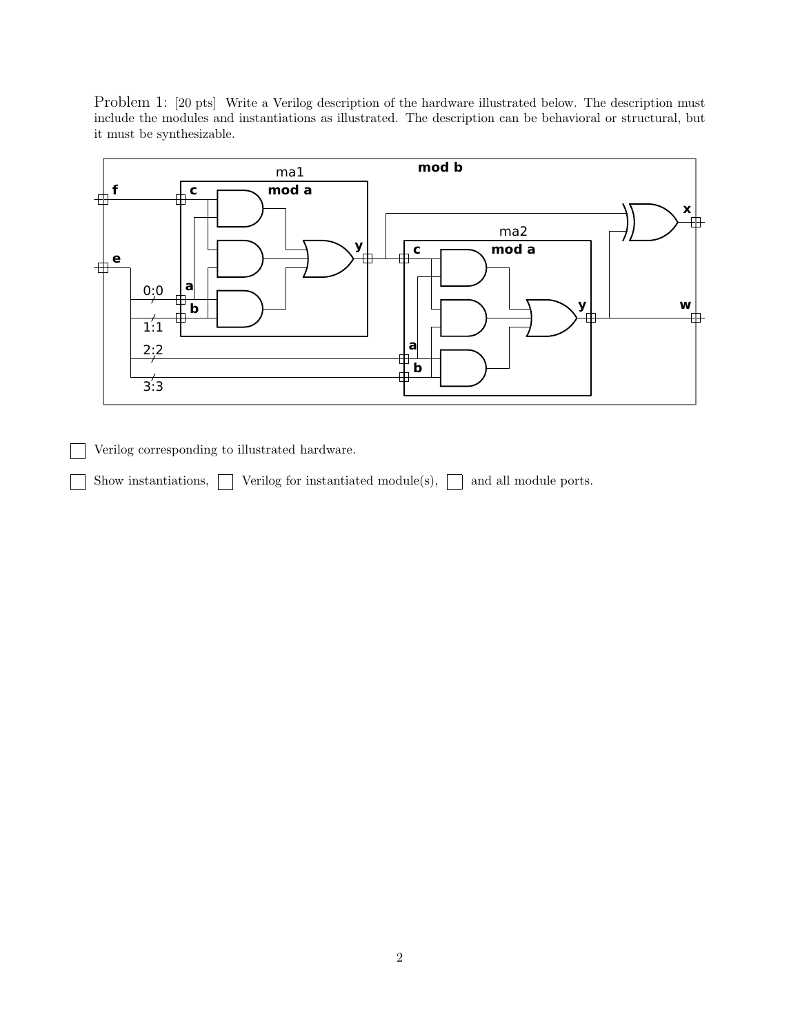Problem 1: [20 pts] Write a Verilog description of the hardware illustrated below. The description must include the modules and instantiations as illustrated. The description can be behavioral or structural, but it must be synthesizable.

- [ ] Verilog corresponding to illustrated hardware.

- [ ] Show instantiations, [ ] Verilog for instantiated module(s), [ ] and all module ports.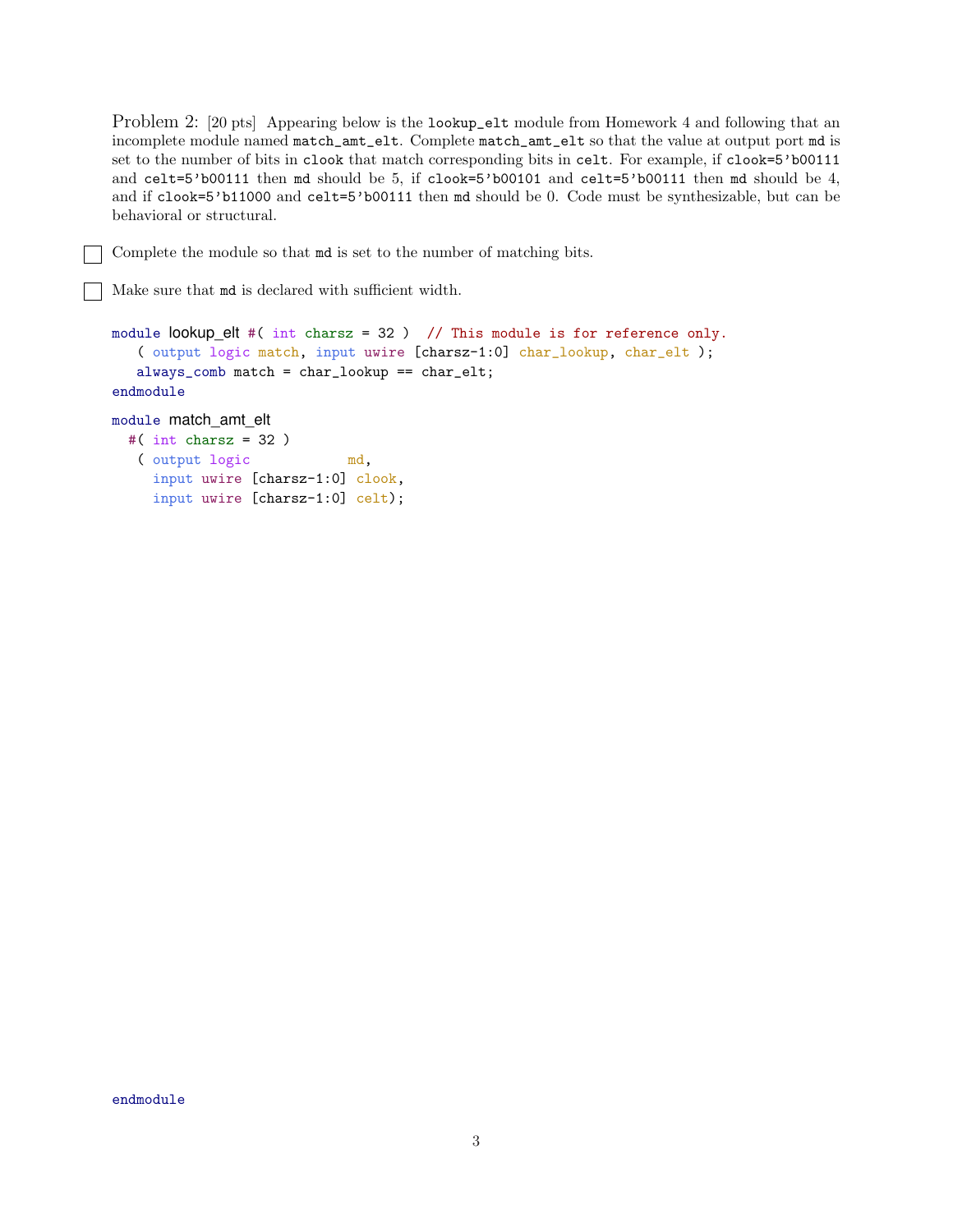Problem 2: [20 pts] Appearing below is the `lookup_elt` module from Homework 4 and following that an incomplete module named `match_amt_elt`. Complete `match_amt_elt` so that the value at output port `md` is set to the number of bits in `clook` that match corresponding bits in `celt`. For example, if `clook=5'b00111` and `celt=5'b00111` then `md` should be 5, if `clook=5'b00101` and `celt=5'b00111` then `md` should be 4, and if `clook=5'b11000` and `celt=5'b00111` then `md` should be 0. Code must be synthesizable, but can be behavioral or structural.

☐ Complete the module so that `md` is set to the number of matching bits.

☐ Make sure that `md` is declared with sufficient width.

```
module lookup_elt #( int charsz = 32 )  // This module is for reference only.
   ( output logic match, input uwire [charsz-1:0] char_lookup, char_elt );
   always_comb match = char_lookup == char_elt;
endmodule

module match_amt_elt
  #( int charsz = 32 )
   ( output logic            md,
     input uwire [charsz-1:0] clook,
     input uwire [charsz-1:0] celt);











endmodule
```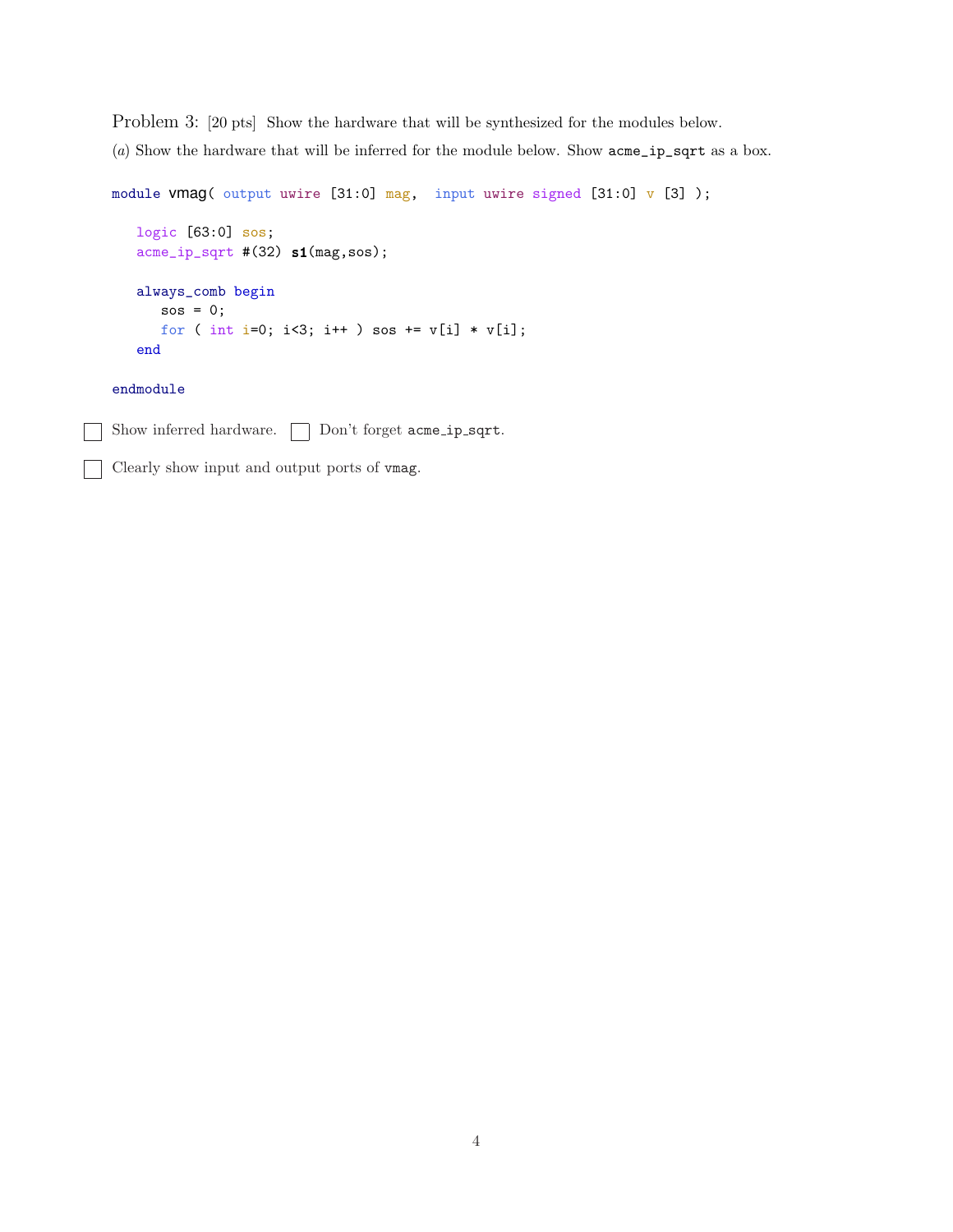Problem 3: [20 pts] Show the hardware that will be synthesized for the modules below.

(*a*) Show the hardware that will be inferred for the module below. Show `acme_ip_sqrt` as a box.

```
module vmag( output uwire [31:0] mag,  input uwire signed [31:0] v [3] );

   logic [63:0] sos;
   acme_ip_sqrt #(32) s1(mag,sos);

   always_comb begin
      sos = 0;
      for ( int i=0; i<3; i++ ) sos += v[i] * v[i];
   end

endmodule
```

☐ Show inferred hardware. ☐ Don't forget `acme_ip_sqrt`.

☐ Clearly show input and output ports of `vmag`.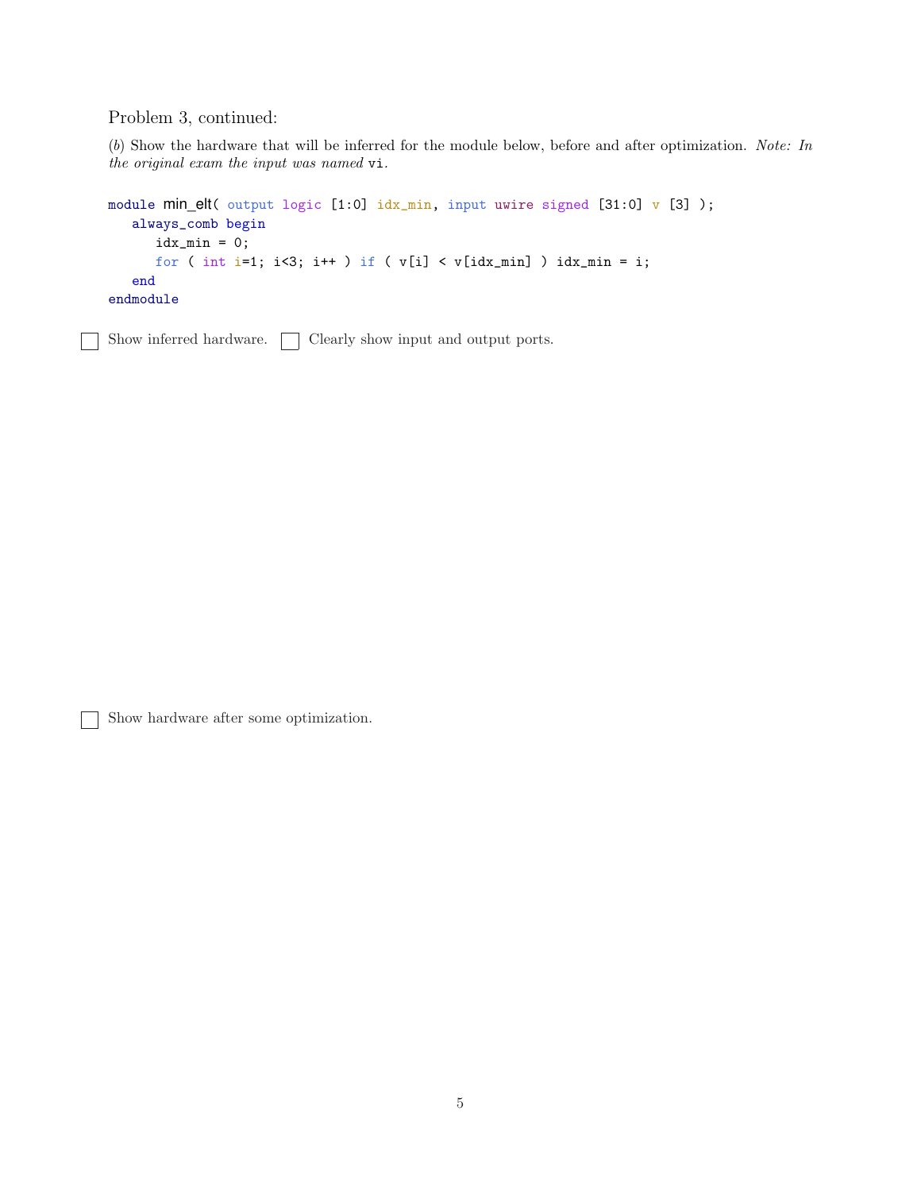Problem 3, continued:

(*b*) Show the hardware that will be inferred for the module below, before and after optimization. *Note: In the original exam the input was named* `vi`.

```
module min_elt( output logic [1:0] idx_min, input uwire signed [31:0] v [3] );
   always_comb begin
      idx_min = 0;
      for ( int i=1; i<3; i++ ) if ( v[i] < v[idx_min] ) idx_min = i;
   end
endmodule
```

☐ Show inferred hardware. ☐ Clearly show input and output ports.

☐ Show hardware after some optimization.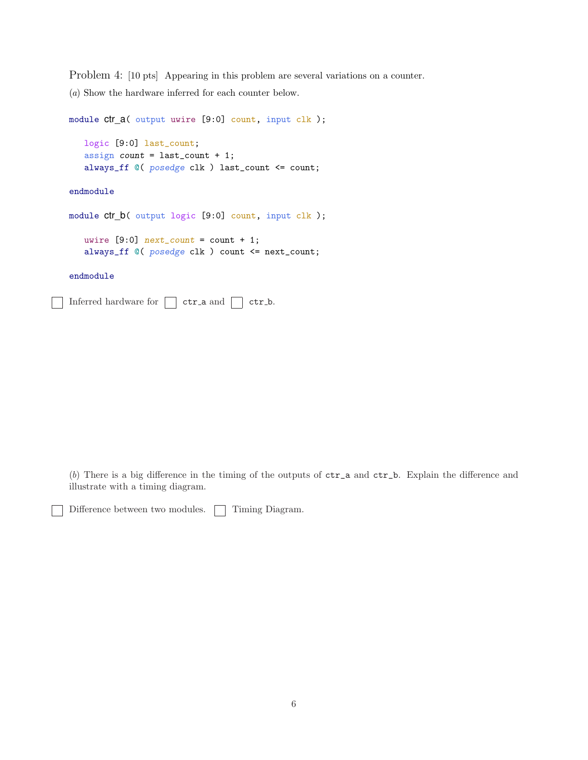Problem 4: [10 pts] Appearing in this problem are several variations on a counter.

(*a*) Show the hardware inferred for each counter below.

```
module ctr_a( output uwire [9:0] count, input clk );

   logic [9:0] last_count;
   assign count = last_count + 1;
   always_ff @( posedge clk ) last_count <= count;

endmodule

module ctr_b( output logic [9:0] count, input clk );

   uwire [9:0] next_count = count + 1;
   always_ff @( posedge clk ) count <= next_count;

endmodule
```

☐ Inferred hardware for ☐ ctr_a and ☐ ctr_b.

(*b*) There is a big difference in the timing of the outputs of ctr_a and ctr_b. Explain the difference and illustrate with a timing diagram.

☐ Difference between two modules. ☐ Timing Diagram.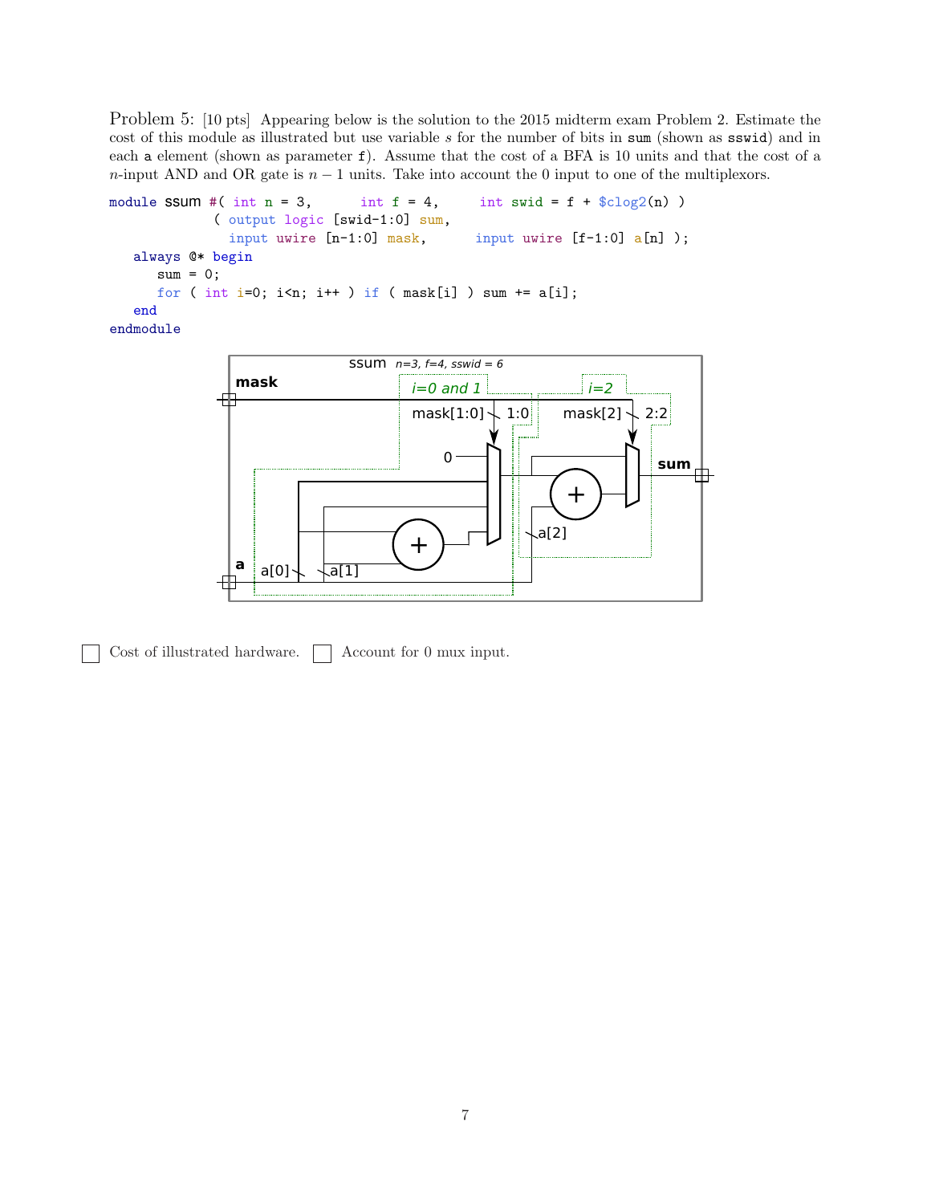Problem 5: [10 pts] Appearing below is the solution to the 2015 midterm exam Problem 2. Estimate the cost of this module as illustrated but use variable $s$ for the number of bits in `sum` (shown as `sswid`) and in each `a` element (shown as parameter `f`). Assume that the cost of a BFA is 10 units and that the cost of a $n$-input AND and OR gate is $n-1$ units. Take into account the 0 input to one of the multiplexors.

```
module ssum #( int n = 3,      int f = 4,      int swid = f + $clog2(n) )
             ( output logic [swid-1:0] sum,
               input uwire [n-1:0] mask,      input uwire [f-1:0] a[n] );
   always @* begin
      sum = 0;
      for ( int i=0; i<n; i++ ) if ( mask[i] ) sum += a[i];
   end
endmodule
```

☐ Cost of illustrated hardware. ☐ Account for 0 mux input.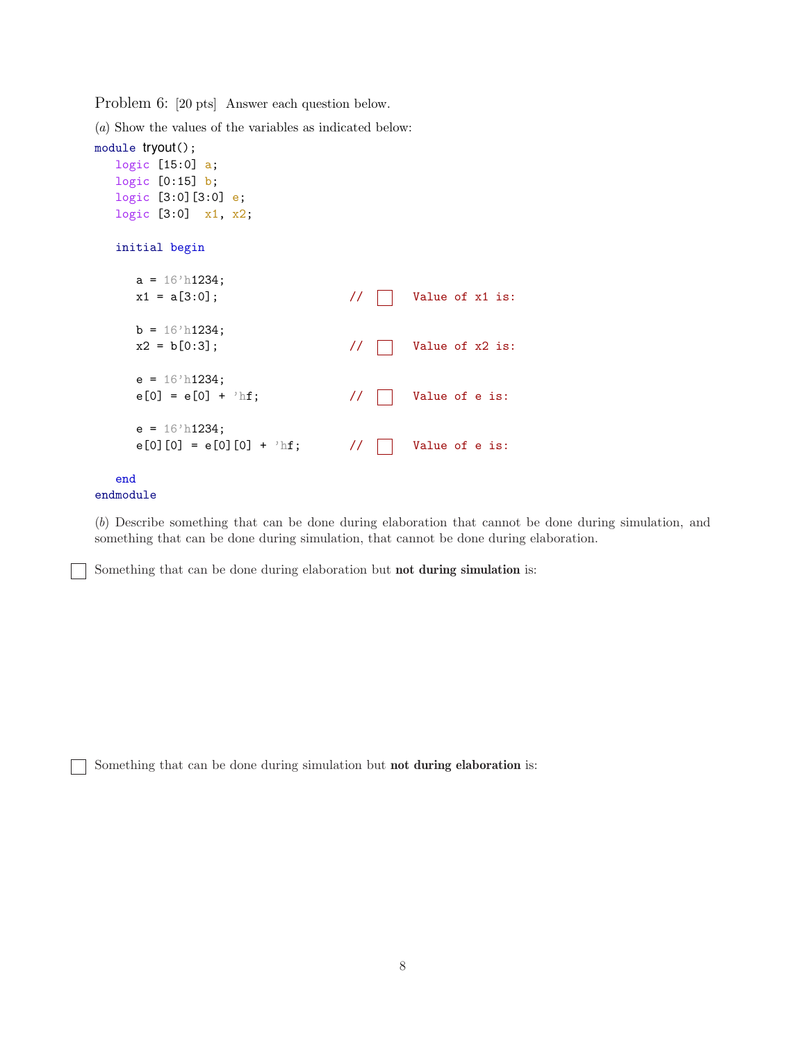Problem 6: [20 pts] Answer each question below.

(*a*) Show the values of the variables as indicated below:

```
module tryout();
   logic [15:0] a;
   logic [0:15] b;
   logic [3:0][3:0] e;
   logic [3:0]  x1, x2;

   initial begin

      a = 16'h1234;
      x1 = a[3:0];                    //  [ ]  Value of x1 is:

      b = 16'h1234;
      x2 = b[0:3];                    //  [ ]  Value of x2 is:

      e = 16'h1234;
      e[0] = e[0] + 'hf;              //  [ ]  Value of e is:

      e = 16'h1234;
      e[0][0] = e[0][0] + 'hf;        //  [ ]  Value of e is:

   end
endmodule
```

(*b*) Describe something that can be done during elaboration that cannot be done during simulation, and something that can be done during simulation, that cannot be done during elaboration.

☐ Something that can be done during elaboration but **not during simulation** is:

☐ Something that can be done during simulation but **not during elaboration** is: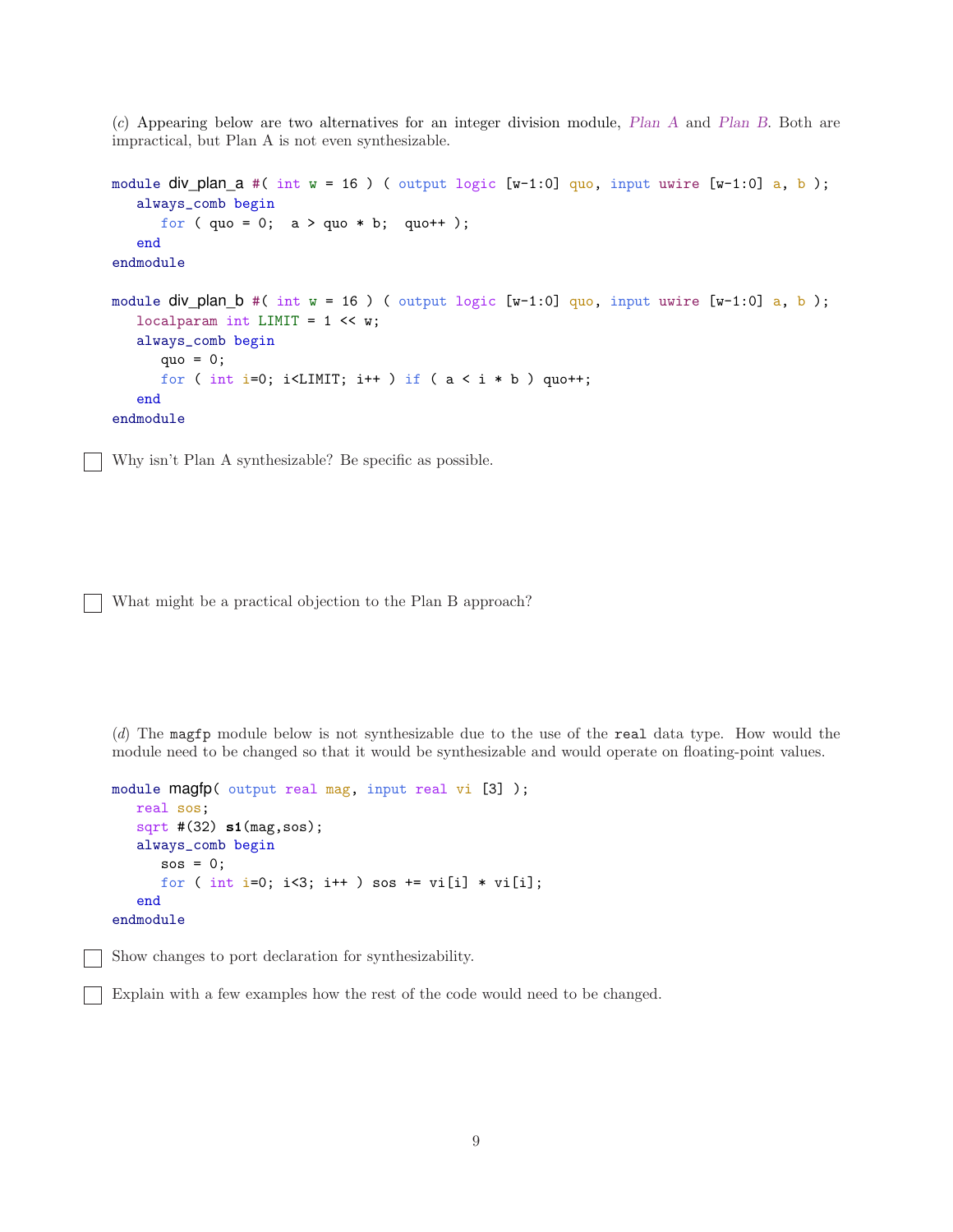(*c*) Appearing below are two alternatives for an integer division module, *Plan A* and *Plan B*. Both are impractical, but Plan A is not even synthesizable.

```
module div_plan_a #( int w = 16 ) ( output logic [w-1:0] quo, input uwire [w-1:0] a, b );
   always_comb begin
      for ( quo = 0;  a > quo * b;  quo++ );
   end
endmodule

module div_plan_b #( int w = 16 ) ( output logic [w-1:0] quo, input uwire [w-1:0] a, b );
   localparam int LIMIT = 1 << w;
   always_comb begin
      quo = 0;
      for ( int i=0; i<LIMIT; i++ ) if ( a < i * b ) quo++;
   end
endmodule
```

☐ Why isn't Plan A synthesizable? Be specific as possible.

☐ What might be a practical objection to the Plan B approach?

(*d*) The `magfp` module below is not synthesizable due to the use of the `real` data type. How would the module need to be changed so that it would be synthesizable and would operate on floating-point values.

```
module magfp( output real mag, input real vi [3] );
   real sos;
   sqrt #(32) s1(mag,sos);
   always_comb begin
      sos = 0;
      for ( int i=0; i<3; i++ ) sos += vi[i] * vi[i];
   end
endmodule
```

☐ Show changes to port declaration for synthesizability.

☐ Explain with a few examples how the rest of the code would need to be changed.